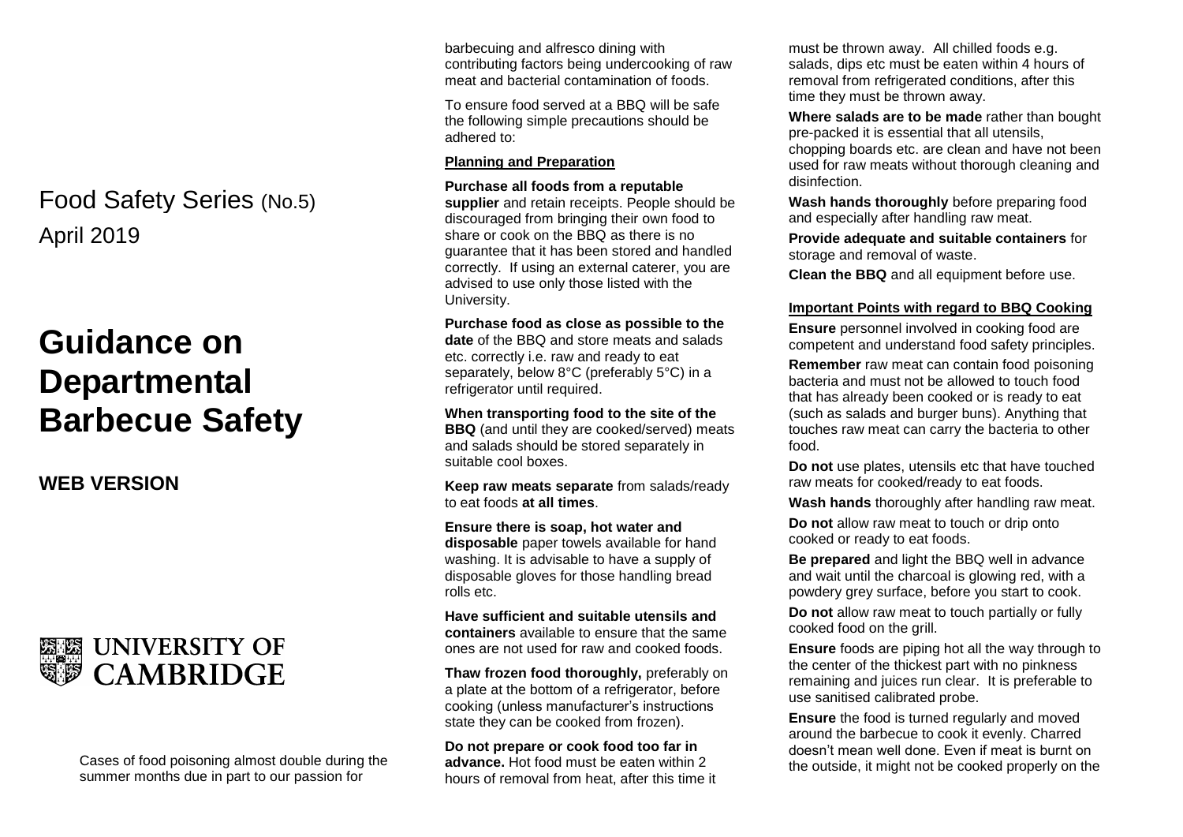Food Safety Series (No.5)

April 2019

# Guidance on Departmental Barbecue Safety

## WEB VERSION

UNIVERSITY OF CAMBRIDGE

Cases of food poisoning almost double during the summer months due in part to our passion for barbecuing and alfresco dining with contributing factors being undercooking of raw meat and bacterial contamination of foods.

To ensure food served at a BBQ will be safe the following simple precautions should be adhered to:

### Planning and Preparation

**Purchase all foods from a reputable supplier** and retain receipts. People should be discouraged from bringing their own food to share or cook on the BBQ as there is no guarantee that it has been stored and handled correctly. If using an external caterer, you are advised to use only those listed with the University.

**Purchase food as close as possible to the date** of the BBQ and store meats and salads etc. correctly i.e. raw and ready to eat separately, below 8°C (preferably 5°C) in a refrigerator until required.

**When transporting food to the site of the BBQ** (and until they are cooked/served) meats and salads should be stored separately in suitable cool boxes.

**Keep raw meats separate** from salads/ready to eat foods **at all times**.

**Ensure there is soap, hot water and disposable** paper towels available for hand washing. It is advisable to have a supply of disposable gloves for those handling bread rolls etc.

**Have sufficient and suitable utensils and containers** available to ensure that the same ones are not used for raw and cooked foods.

**Thaw frozen food thoroughly,** preferably on a plate at the bottom of a refrigerator, before cooking (unless manufacturer's instructions state they can be cooked from frozen).

**Do not prepare or cook food too far in advance.** Hot food must be eaten within 2 hours of removal from heat, after this time it must be thrown away. All chilled foods e.g. salads, dips etc must be eaten within 4 hours of removal from refrigerated conditions, after this time they must be thrown away.

**Where salads are to be made** rather than bought pre-packed it is essential that all utensils, chopping boards etc. are clean and have not been used for raw meats without thorough cleaning and disinfection.

**Wash hands thoroughly** before preparing food and especially after handling raw meat.

**Provide adequate and suitable containers** for storage and removal of waste.

**Clean the BBQ** and all equipment before use.

### Important Points with regard to BBQ Cooking

**Ensure** personnel involved in cooking food are competent and understand food safety principles.

**Remember** raw meat can contain food poisoning bacteria and must not be allowed to touch food that has already been cooked or is ready to eat (such as salads and burger buns). Anything that touches raw meat can carry the bacteria to other food.

**Do not** use plates, utensils etc that have touched raw meats for cooked/ready to eat foods.

**Wash hands** thoroughly after handling raw meat.

**Do not** allow raw meat to touch or drip onto cooked or ready to eat foods.

**Be prepared** and light the BBQ well in advance and wait until the charcoal is glowing red, with a powdery grey surface, before you start to cook.

**Do not** allow raw meat to touch partially or fully cooked food on the grill.

**Ensure** foods are piping hot all the way through to the center of the thickest part with no pinkness remaining and juices run clear. It is preferable to use sanitised calibrated probe.

**Ensure** the food is turned regularly and moved around the barbecue to cook it evenly. Charred doesn't mean well done. Even if meat is burnt on the outside, it might not be cooked properly on the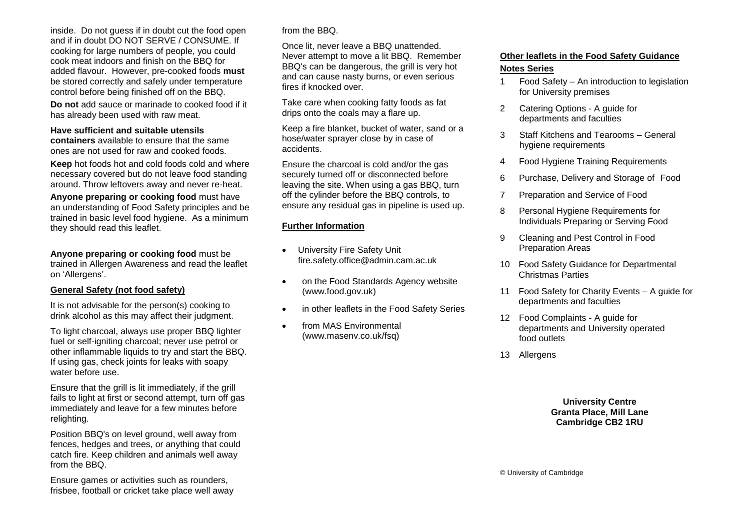inside. Do not guess if in doubt cut the food open and if in doubt DO NOT SERVE / CONSUME. If cooking for large numbers of people, you could cook meat indoors and finish on the BBQ for added flavour. However, pre-cooked foods **must** be stored correctly and safely under temperature control before being finished off on the BBQ.

**Do not** add sauce or marinade to cooked food if it has already been used with raw meat.

**Have sufficient and suitable utensils containers** available to ensure that the same ones are not used for raw and cooked foods.

**Keep** hot foods hot and cold foods cold and where necessary covered but do not leave food standing around. Throw leftovers away and never re-heat.

**Anyone preparing or cooking food** must have an understanding of Food Safety principles and be trained in basic level food hygiene. As a minimum they should read this leaflet.

**Anyone preparing or cooking food** must be trained in Allergen Awareness and read the leaflet on 'Allergens'.

## General Safety (not food safety)

It is not advisable for the person(s) cooking to drink alcohol as this may affect their judgment.

To light charcoal, always use proper BBQ lighter fuel or self-igniting charcoal; never use petrol or other inflammable liquids to try and start the BBQ. If using gas, check joints for leaks with soapy water before use.

Ensure that the grill is lit immediately, if the grill fails to light at first or second attempt, turn off gas immediately and leave for a few minutes before relighting.

Position BBQ's on level ground, well away from fences, hedges and trees, or anything that could catch fire. Keep children and animals well away from the BBQ.

Ensure games or activities such as rounders, frisbee, football or cricket take place well away from the BBQ.

Once lit, never leave a BBQ unattended. Never attempt to move a lit BBQ. Remember BBQ's can be dangerous, the grill is very hot and can cause nasty burns, or even serious fires if knocked over.

Take care when cooking fatty foods as fat drips onto the coals may a flare up.

Keep a fire blanket, bucket of water, sand or a hose/water sprayer close by in case of accidents.

Ensure the charcoal is cold and/or the gas securely turned off or disconnected before leaving the site. When using a gas BBQ, turn off the cylinder before the BBQ controls, to ensure any residual gas in pipeline is used up.

## Further Information

- University Fire Safety Unit fire.safety.office@admin.cam.ac.uk
- on the Food Standards Agency website (www.food.gov.uk)
- in other leaflets in the Food Safety Series
- from MAS Environmental (www.masenv.co.uk/fsq)

## Other leaflets in the Food Safety Guidance Notes Series

1 Food Safety – An introduction to legislation for University premises

2 Catering Options - A guide for departments and faculties

3 Staff Kitchens and Tearooms – General hygiene requirements

4 Food Hygiene Training Requirements

6 Purchase, Delivery and Storage of Food

7 Preparation and Service of Food

8 Personal Hygiene Requirements for Individuals Preparing or Serving Food

9 Cleaning and Pest Control in Food Preparation Areas

10 Food Safety Guidance for Departmental Christmas Parties

11 Food Safety for Charity Events – A guide for departments and faculties

12 Food Complaints - A guide for departments and University operated food outlets

13 Allergens

**University Centre**
**Granta Place, Mill Lane**
**Cambridge CB2 1RU**

© University of Cambridge